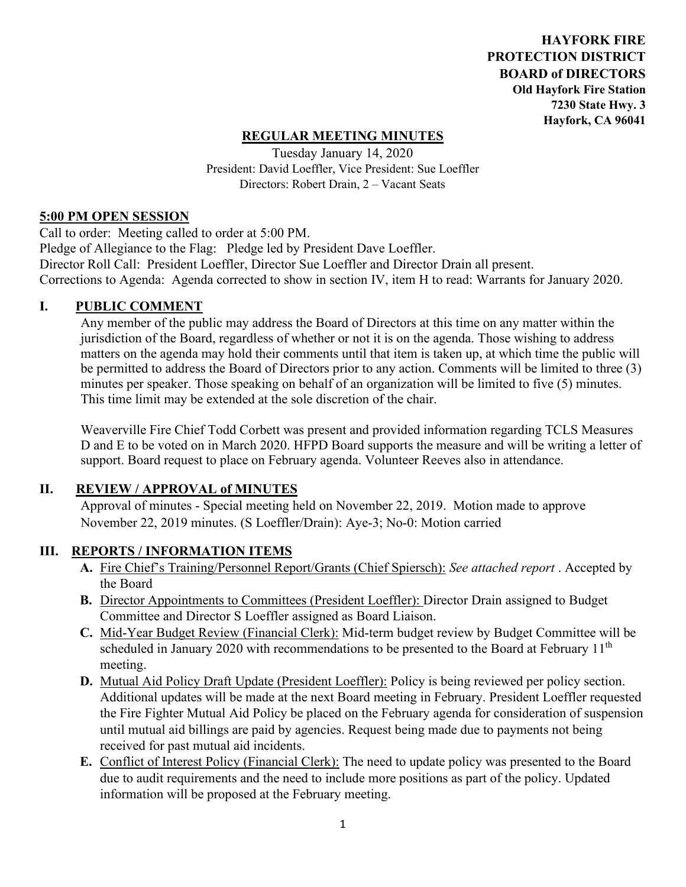**HAYFORK FIRE PROTECTION DISTRICT BOARD of DIRECTORS**
**Old Hayfork Fire Station**
**7230 State Hwy. 3**
**Hayfork, CA 96041**

## REGULAR MEETING MINUTES

Tuesday January 14, 2020
President: David Loeffler, Vice President: Sue Loeffler
Directors: Robert Drain, 2 – Vacant Seats

### 5:00 PM OPEN SESSION

Call to order: Meeting called to order at 5:00 PM.
Pledge of Allegiance to the Flag: Pledge led by President Dave Loeffler.
Director Roll Call: President Loeffler, Director Sue Loeffler and Director Drain all present.
Corrections to Agenda: Agenda corrected to show in section IV, item H to read: Warrants for January 2020.

### I. PUBLIC COMMENT

Any member of the public may address the Board of Directors at this time on any matter within the jurisdiction of the Board, regardless of whether or not it is on the agenda. Those wishing to address matters on the agenda may hold their comments until that item is taken up, at which time the public will be permitted to address the Board of Directors prior to any action. Comments will be limited to three (3) minutes per speaker. Those speaking on behalf of an organization will be limited to five (5) minutes. This time limit may be extended at the sole discretion of the chair.

Weaverville Fire Chief Todd Corbett was present and provided information regarding TCLS Measures D and E to be voted on in March 2020. HFPD Board supports the measure and will be writing a letter of support. Board request to place on February agenda. Volunteer Reeves also in attendance.

### II. REVIEW / APPROVAL of MINUTES

Approval of minutes - Special meeting held on November 22, 2019. Motion made to approve November 22, 2019 minutes. (S Loeffler/Drain): Aye-3; No-0: Motion carried

### III. REPORTS / INFORMATION ITEMS

- **A.** Fire Chief's Training/Personnel Report/Grants (Chief Spiersch): *See attached report* . Accepted by the Board
- **B.** Director Appointments to Committees (President Loeffler): Director Drain assigned to Budget Committee and Director S Loeffler assigned as Board Liaison.
- **C.** Mid-Year Budget Review (Financial Clerk): Mid-term budget review by Budget Committee will be scheduled in January 2020 with recommendations to be presented to the Board at February 11th meeting.
- **D.** Mutual Aid Policy Draft Update (President Loeffler): Policy is being reviewed per policy section. Additional updates will be made at the next Board meeting in February. President Loeffler requested the Fire Fighter Mutual Aid Policy be placed on the February agenda for consideration of suspension until mutual aid billings are paid by agencies. Request being made due to payments not being received for past mutual aid incidents.
- **E.** Conflict of Interest Policy (Financial Clerk): The need to update policy was presented to the Board due to audit requirements and the need to include more positions as part of the policy. Updated information will be proposed at the February meeting.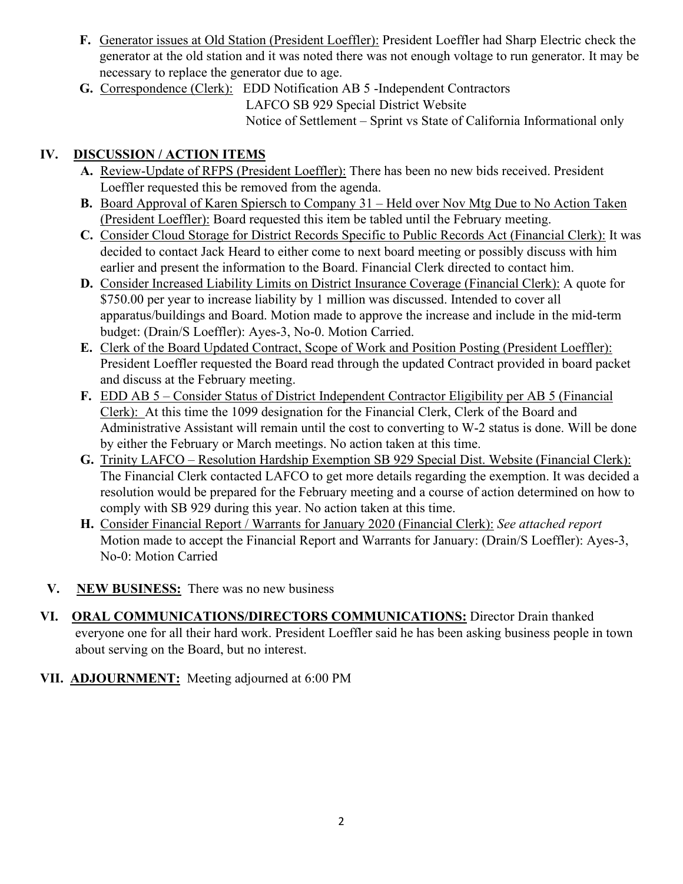- **F.** Generator issues at Old Station (President Loeffler): President Loeffler had Sharp Electric check the generator at the old station and it was noted there was not enough voltage to run generator. It may be necessary to replace the generator due to age.
- **G.** Correspondence (Clerk): EDD Notification AB 5 -Independent Contractors
  LAFCO SB 929 Special District Website
  Notice of Settlement – Sprint vs State of California Informational only

## IV. DISCUSSION / ACTION ITEMS

- **A.** Review-Update of RFPS (President Loeffler): There has been no new bids received. President Loeffler requested this be removed from the agenda.
- **B.** Board Approval of Karen Spiersch to Company 31 – Held over Nov Mtg Due to No Action Taken (President Loeffler): Board requested this item be tabled until the February meeting.
- **C.** Consider Cloud Storage for District Records Specific to Public Records Act (Financial Clerk): It was decided to contact Jack Heard to either come to next board meeting or possibly discuss with him earlier and present the information to the Board. Financial Clerk directed to contact him.
- **D.** Consider Increased Liability Limits on District Insurance Coverage (Financial Clerk): A quote for $750.00 per year to increase liability by 1 million was discussed. Intended to cover all apparatus/buildings and Board. Motion made to approve the increase and include in the mid-term budget: (Drain/S Loeffler): Ayes-3, No-0. Motion Carried.
- **E.** Clerk of the Board Updated Contract, Scope of Work and Position Posting (President Loeffler): President Loeffler requested the Board read through the updated Contract provided in board packet and discuss at the February meeting.
- **F.** EDD AB 5 – Consider Status of District Independent Contractor Eligibility per AB 5 (Financial Clerk): At this time the 1099 designation for the Financial Clerk, Clerk of the Board and Administrative Assistant will remain until the cost to converting to W-2 status is done. Will be done by either the February or March meetings. No action taken at this time.
- **G.** Trinity LAFCO – Resolution Hardship Exemption SB 929 Special Dist. Website (Financial Clerk): The Financial Clerk contacted LAFCO to get more details regarding the exemption. It was decided a resolution would be prepared for the February meeting and a course of action determined on how to comply with SB 929 during this year. No action taken at this time.
- **H.** Consider Financial Report / Warrants for January 2020 (Financial Clerk): *See attached report* Motion made to accept the Financial Report and Warrants for January: (Drain/S Loeffler): Ayes-3, No-0: Motion Carried

## V. NEW BUSINESS:
There was no new business

## VI. ORAL COMMUNICATIONS/DIRECTORS COMMUNICATIONS:
Director Drain thanked everyone one for all their hard work. President Loeffler said he has been asking business people in town about serving on the Board, but no interest.

## VII. ADJOURNMENT:
Meeting adjourned at 6:00 PM